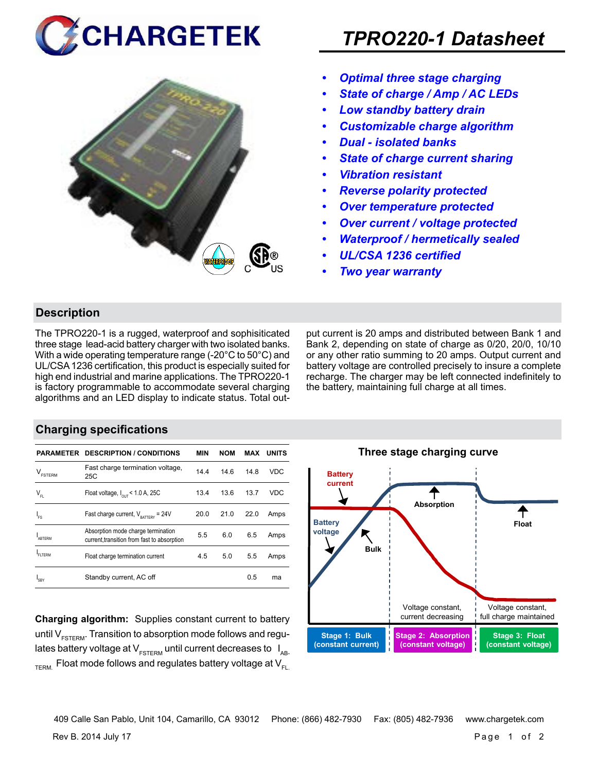# TPRO220-1 Datasheet

- *Optimal three stage charging*
- *State of charge / Amp / AC LEDs*
- *Low standby battery drain*
- *Customizable charge algorithm*
- *Dual - isolated banks*
- *State of charge current sharing*
- *Vibration resistant*
- *Reverse polarity protected*
- *Over temperature protected*
- *Over current / voltage protected*
- *Waterproof / hermetically sealed*
- *UL/CSA 1236 certified*
- *Two year warranty*

## Description

The TPRO220-1 is a rugged, waterproof and sophisiticated three stage lead-acid battery charger with two isolated banks. With a wide operating temperature range (-20°C to 50°C) and UL/CSA 1236 certification, this product is especially suited for high end industrial and marine applications. The TPRO220-1 is factory programmable to accommodate several charging algorithms and an LED display to indicate status. Total output current is 20 amps and distributed between Bank 1 and Bank 2, depending on state of charge as 0/20, 20/0, 10/10 or any other ratio summing to 20 amps. Output current and battery voltage are controlled precisely to insure a complete recharge. The charger may be left connected indefinitely to the battery, maintaining full charge at all times.

## Charging specifications

| PARAMETER | DESCRIPTION / CONDITIONS | MIN | NOM | MAX | UNITS |
|---|---|---|---|---|---|
| $V_{FSTERM}$ | Fast charge termination voltage, 25C | 14.4 | 14.6 | 14.8 | VDC |
| $V_{FL}$ | Float voltage, $I_{OUT}$ < 1.0 A, 25C | 13.4 | 13.6 | 13.7 | VDC |
| $I_{FS}$ | Fast charge current, $V_{BATTERY}$ = 24V | 20.0 | 21.0 | 22.0 | Amps |
| $I_{ABTERM}$ | Absorption mode charge termination current,transition from fast to absorption | 5.5 | 6.0 | 6.5 | Amps |
| $I_{FLTERM}$ | Float charge termination current | 4.5 | 5.0 | 5.5 | Amps |
| $I_{SBY}$ | Standby current, AC off | | | 0.5 | ma |

**Charging algorithm:** Supplies constant current to battery until $V_{FSTERM}$. Transition to absorption mode follows and regulates battery voltage at $V_{FSTERM}$ until current decreases to $I_{AB-TERM}$. Float mode follows and regulates battery voltage at $V_{FL}$.

### Three stage charging curve

Battery current — Battery voltage — Bulk — Absorption — Float

Voltage constant, current decreasing — Voltage constant, full charge maintained

**Stage 1: Bulk (constant current)** | **Stage 2: Absorption (constant voltage)** | **Stage 3: Float (constant voltage)**

409 Calle San Pablo, Unit 104, Camarillo, CA 93012 Phone: (866) 482-7930 Fax: (805) 482-7936 www.chargetek.com

Rev B. 2014 July 17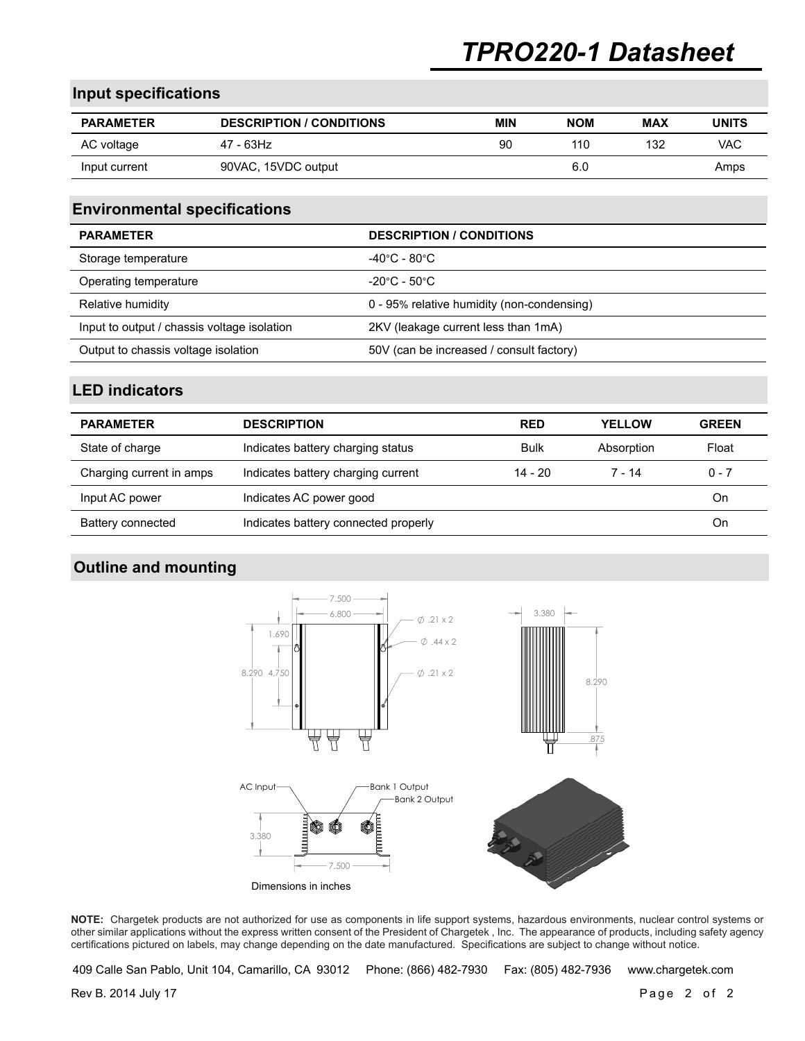# TPRO220-1 Datasheet

## Input specifications

| PARAMETER | DESCRIPTION / CONDITIONS | MIN | NOM | MAX | UNITS |
|---|---|---|---|---|---|
| AC voltage | 47 - 63Hz | 90 | 110 | 132 | VAC |
| Input current | 90VAC, 15VDC output | | 6.0 | | Amps |

## Environmental specifications

| PARAMETER | DESCRIPTION / CONDITIONS |
|---|---|
| Storage temperature | -40°C - 80°C |
| Operating temperature | -20°C - 50°C |
| Relative humidity | 0 - 95% relative humidity (non-condensing) |
| Input to output / chassis voltage isolation | 2KV (leakage current less than 1mA) |
| Output to chassis voltage isolation | 50V (can be increased / consult factory) |

## LED indicators

| PARAMETER | DESCRIPTION | RED | YELLOW | GREEN |
|---|---|---|---|---|
| State of charge | Indicates battery charging status | Bulk | Absorption | Float |
| Charging current in amps | Indicates battery charging current | 14 - 20 | 7 - 14 | 0 - 7 |
| Input AC power | Indicates AC power good | | | On |
| Battery connected | Indicates battery connected properly | | | On |

## Outline and mounting

7.500
6.800
1.690
8.290 4.750
∅ .21 x 2
∅ .44 x 2
∅ .21 x 2
3.380
8.290
.875
AC Input
Bank 1 Output
Bank 2 Output
3.380
7.500

Dimensions in inches

**NOTE:** Chargetek products are not authorized for use as components in life support systems, hazardous environments, nuclear control systems or other similar applications without the express written consent of the President of Chargetek , Inc. The appearance of products, including safety agency certifications pictured on labels, may change depending on the date manufactured. Specifications are subject to change without notice.

409 Calle San Pablo, Unit 104, Camarillo, CA 93012 Phone: (866) 482-7930 Fax: (805) 482-7936 www.chargetek.com

Rev B. 2014 July 17